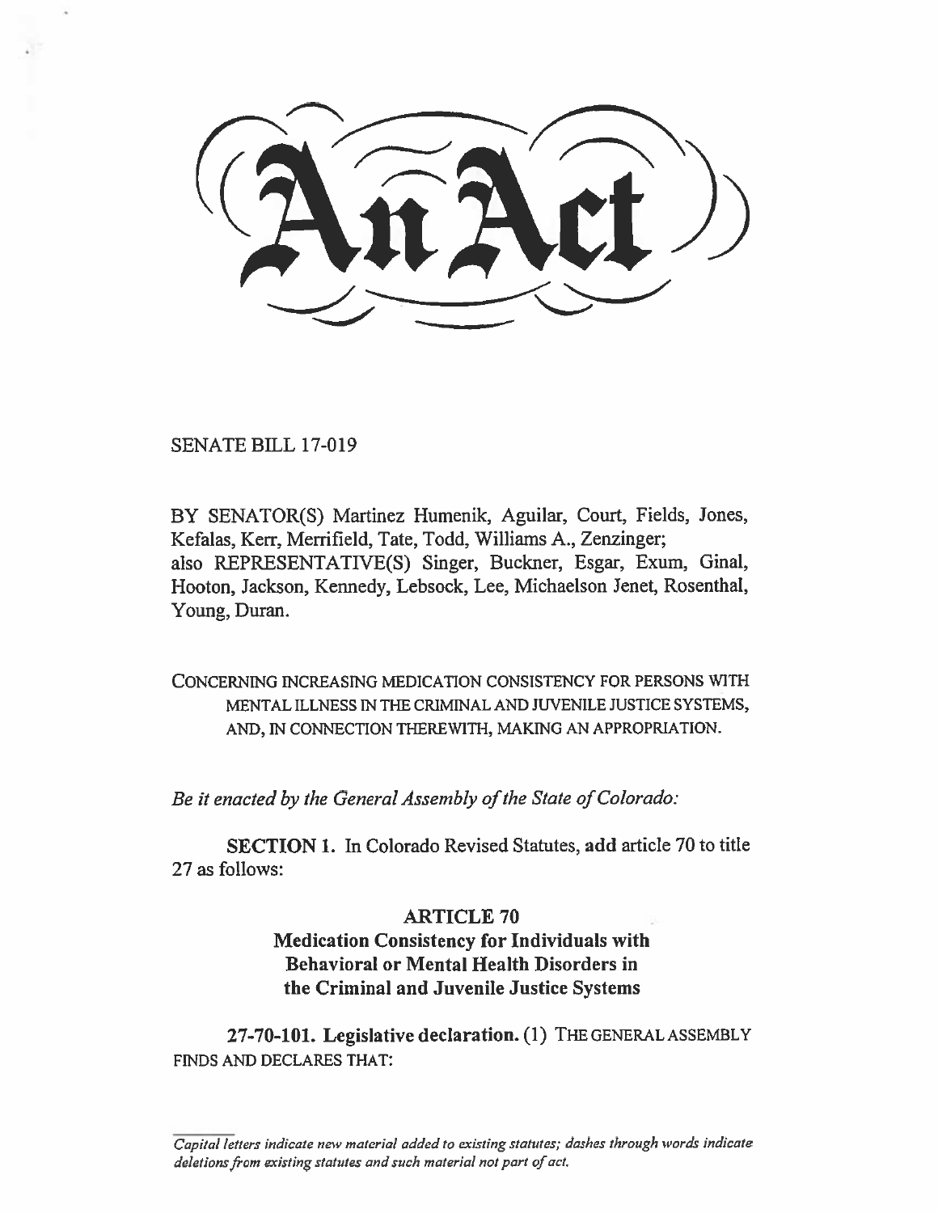# An Act

SENATE BILL 17-019

BY SENATOR(S) Martinez Humenik, Aguilar, Court, Fields, Jones, Kefalas, Kerr, Merrifield, Tate, Todd, Williams A., Zenzinger;
also REPRESENTATIVE(S) Singer, Buckner, Esgar, Exum, Ginal, Hooton, Jackson, Kennedy, Lebsock, Lee, Michaelson Jenet, Rosenthal, Young, Duran.

CONCERNING INCREASING MEDICATION CONSISTENCY FOR PERSONS WITH MENTAL ILLNESS IN THE CRIMINAL AND JUVENILE JUSTICE SYSTEMS, AND, IN CONNECTION THEREWITH, MAKING AN APPROPRIATION.

*Be it enacted by the General Assembly of the State of Colorado:*

**SECTION 1.** In Colorado Revised Statutes, **add** article 70 to title 27 as follows:

## ARTICLE 70
## Medication Consistency for Individuals with Behavioral or Mental Health Disorders in the Criminal and Juvenile Justice Systems

**27-70-101. Legislative declaration.** (1) THE GENERAL ASSEMBLY FINDS AND DECLARES THAT:

*Capital letters indicate new material added to existing statutes; dashes through words indicate deletions from existing statutes and such material not part of act.*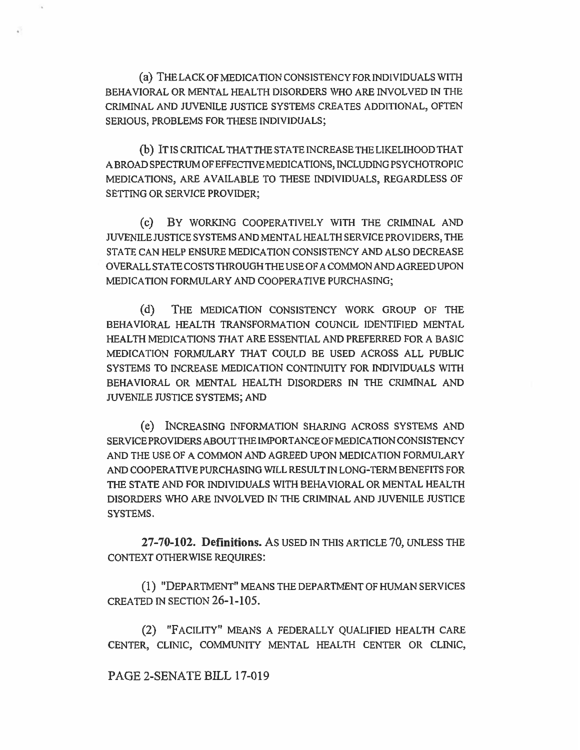(a) THE LACK OF MEDICATION CONSISTENCY FOR INDIVIDUALS WITH BEHAVIORAL OR MENTAL HEALTH DISORDERS WHO ARE INVOLVED IN THE CRIMINAL AND JUVENILE JUSTICE SYSTEMS CREATES ADDITIONAL, OFTEN SERIOUS, PROBLEMS FOR THESE INDIVIDUALS;

(b) IT IS CRITICAL THAT THE STATE INCREASE THE LIKELIHOOD THAT A BROAD SPECTRUM OF EFFECTIVE MEDICATIONS, INCLUDING PSYCHOTROPIC MEDICATIONS, ARE AVAILABLE TO THESE INDIVIDUALS, REGARDLESS OF SETTING OR SERVICE PROVIDER;

(c) BY WORKING COOPERATIVELY WITH THE CRIMINAL AND JUVENILE JUSTICE SYSTEMS AND MENTAL HEALTH SERVICE PROVIDERS, THE STATE CAN HELP ENSURE MEDICATION CONSISTENCY AND ALSO DECREASE OVERALL STATE COSTS THROUGH THE USE OF A COMMON AND AGREED UPON MEDICATION FORMULARY AND COOPERATIVE PURCHASING;

(d) THE MEDICATION CONSISTENCY WORK GROUP OF THE BEHAVIORAL HEALTH TRANSFORMATION COUNCIL IDENTIFIED MENTAL HEALTH MEDICATIONS THAT ARE ESSENTIAL AND PREFERRED FOR A BASIC MEDICATION FORMULARY THAT COULD BE USED ACROSS ALL PUBLIC SYSTEMS TO INCREASE MEDICATION CONTINUITY FOR INDIVIDUALS WITH BEHAVIORAL OR MENTAL HEALTH DISORDERS IN THE CRIMINAL AND JUVENILE JUSTICE SYSTEMS; AND

(e) INCREASING INFORMATION SHARING ACROSS SYSTEMS AND SERVICE PROVIDERS ABOUT THE IMPORTANCE OF MEDICATION CONSISTENCY AND THE USE OF A COMMON AND AGREED UPON MEDICATION FORMULARY AND COOPERATIVE PURCHASING WILL RESULT IN LONG-TERM BENEFITS FOR THE STATE AND FOR INDIVIDUALS WITH BEHAVIORAL OR MENTAL HEALTH DISORDERS WHO ARE INVOLVED IN THE CRIMINAL AND JUVENILE JUSTICE SYSTEMS.

**27-70-102. Definitions.** AS USED IN THIS ARTICLE 70, UNLESS THE CONTEXT OTHERWISE REQUIRES:

(1) "DEPARTMENT" MEANS THE DEPARTMENT OF HUMAN SERVICES CREATED IN SECTION 26-1-105.

(2) "FACILITY" MEANS A FEDERALLY QUALIFIED HEALTH CARE CENTER, CLINIC, COMMUNITY MENTAL HEALTH CENTER OR CLINIC,

PAGE 2-SENATE BILL 17-019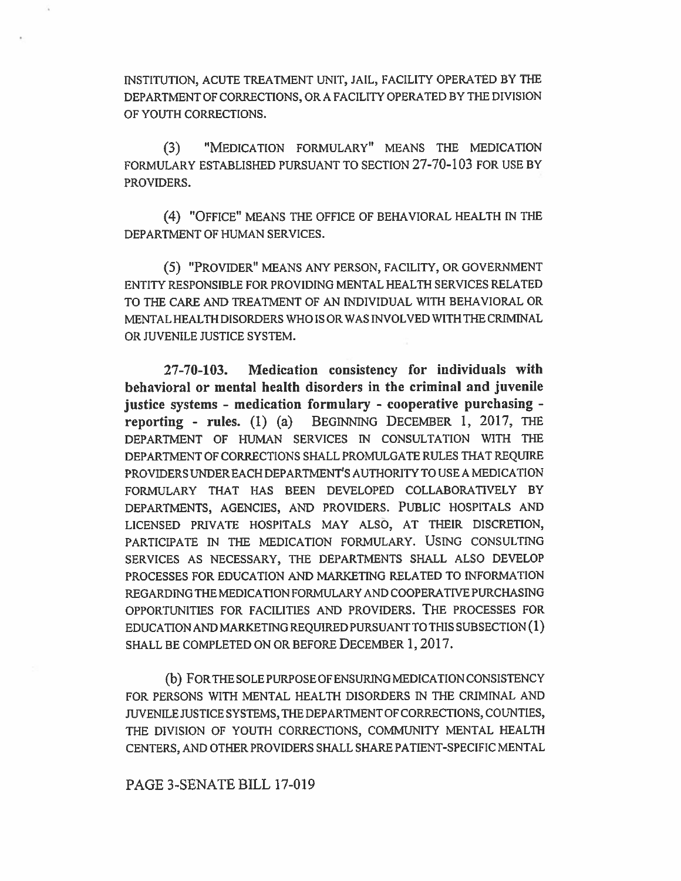INSTITUTION, ACUTE TREATMENT UNIT, JAIL, FACILITY OPERATED BY THE DEPARTMENT OF CORRECTIONS, OR A FACILITY OPERATED BY THE DIVISION OF YOUTH CORRECTIONS.

(3) "MEDICATION FORMULARY" MEANS THE MEDICATION FORMULARY ESTABLISHED PURSUANT TO SECTION 27-70-103 FOR USE BY PROVIDERS.

(4) "OFFICE" MEANS THE OFFICE OF BEHAVIORAL HEALTH IN THE DEPARTMENT OF HUMAN SERVICES.

(5) "PROVIDER" MEANS ANY PERSON, FACILITY, OR GOVERNMENT ENTITY RESPONSIBLE FOR PROVIDING MENTAL HEALTH SERVICES RELATED TO THE CARE AND TREATMENT OF AN INDIVIDUAL WITH BEHAVIORAL OR MENTAL HEALTH DISORDERS WHO IS OR WAS INVOLVED WITH THE CRIMINAL OR JUVENILE JUSTICE SYSTEM.

**27-70-103. Medication consistency for individuals with behavioral or mental health disorders in the criminal and juvenile justice systems - medication formulary - cooperative purchasing - reporting - rules.** (1) (a) BEGINNING DECEMBER 1, 2017, THE DEPARTMENT OF HUMAN SERVICES IN CONSULTATION WITH THE DEPARTMENT OF CORRECTIONS SHALL PROMULGATE RULES THAT REQUIRE PROVIDERS UNDER EACH DEPARTMENT'S AUTHORITY TO USE A MEDICATION FORMULARY THAT HAS BEEN DEVELOPED COLLABORATIVELY BY DEPARTMENTS, AGENCIES, AND PROVIDERS. PUBLIC HOSPITALS AND LICENSED PRIVATE HOSPITALS MAY ALSO, AT THEIR DISCRETION, PARTICIPATE IN THE MEDICATION FORMULARY. USING CONSULTING SERVICES AS NECESSARY, THE DEPARTMENTS SHALL ALSO DEVELOP PROCESSES FOR EDUCATION AND MARKETING RELATED TO INFORMATION REGARDING THE MEDICATION FORMULARY AND COOPERATIVE PURCHASING OPPORTUNITIES FOR FACILITIES AND PROVIDERS. THE PROCESSES FOR EDUCATION AND MARKETING REQUIRED PURSUANT TO THIS SUBSECTION (1) SHALL BE COMPLETED ON OR BEFORE DECEMBER 1, 2017.

(b) FOR THE SOLE PURPOSE OF ENSURING MEDICATION CONSISTENCY FOR PERSONS WITH MENTAL HEALTH DISORDERS IN THE CRIMINAL AND JUVENILE JUSTICE SYSTEMS, THE DEPARTMENT OF CORRECTIONS, COUNTIES, THE DIVISION OF YOUTH CORRECTIONS, COMMUNITY MENTAL HEALTH CENTERS, AND OTHER PROVIDERS SHALL SHARE PATIENT-SPECIFIC MENTAL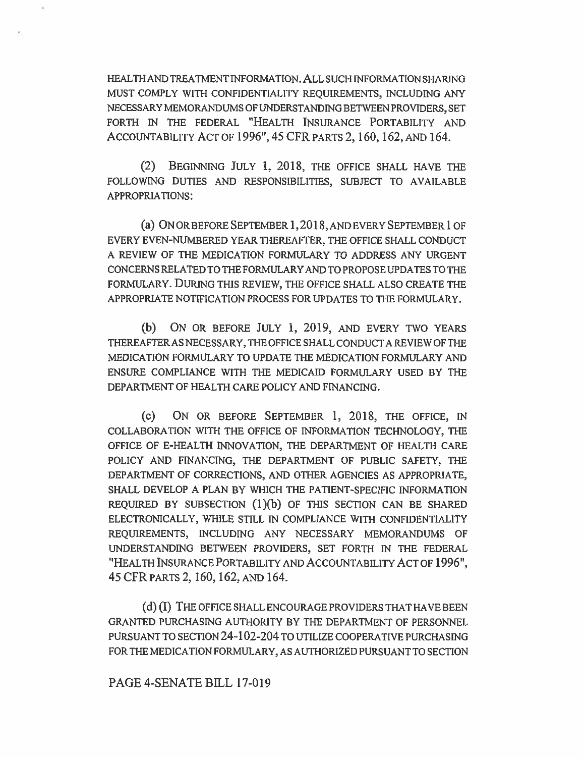HEALTH AND TREATMENT INFORMATION. ALL SUCH INFORMATION SHARING MUST COMPLY WITH CONFIDENTIALITY REQUIREMENTS, INCLUDING ANY NECESSARY MEMORANDUMS OF UNDERSTANDING BETWEEN PROVIDERS, SET FORTH IN THE FEDERAL "HEALTH INSURANCE PORTABILITY AND ACCOUNTABILITY ACT OF 1996", 45 CFR PARTS 2, 160, 162, AND 164.

(2) BEGINNING JULY 1, 2018, THE OFFICE SHALL HAVE THE FOLLOWING DUTIES AND RESPONSIBILITIES, SUBJECT TO AVAILABLE APPROPRIATIONS:

(a) ON OR BEFORE SEPTEMBER 1, 2018, AND EVERY SEPTEMBER 1 OF EVERY EVEN-NUMBERED YEAR THEREAFTER, THE OFFICE SHALL CONDUCT A REVIEW OF THE MEDICATION FORMULARY TO ADDRESS ANY URGENT CONCERNS RELATED TO THE FORMULARY AND TO PROPOSE UPDATES TO THE FORMULARY. DURING THIS REVIEW, THE OFFICE SHALL ALSO CREATE THE APPROPRIATE NOTIFICATION PROCESS FOR UPDATES TO THE FORMULARY.

(b) ON OR BEFORE JULY 1, 2019, AND EVERY TWO YEARS THEREAFTER AS NECESSARY, THE OFFICE SHALL CONDUCT A REVIEW OF THE MEDICATION FORMULARY TO UPDATE THE MEDICATION FORMULARY AND ENSURE COMPLIANCE WITH THE MEDICAID FORMULARY USED BY THE DEPARTMENT OF HEALTH CARE POLICY AND FINANCING.

(c) ON OR BEFORE SEPTEMBER 1, 2018, THE OFFICE, IN COLLABORATION WITH THE OFFICE OF INFORMATION TECHNOLOGY, THE OFFICE OF E-HEALTH INNOVATION, THE DEPARTMENT OF HEALTH CARE POLICY AND FINANCING, THE DEPARTMENT OF PUBLIC SAFETY, THE DEPARTMENT OF CORRECTIONS, AND OTHER AGENCIES AS APPROPRIATE, SHALL DEVELOP A PLAN BY WHICH THE PATIENT-SPECIFIC INFORMATION REQUIRED BY SUBSECTION (1)(b) OF THIS SECTION CAN BE SHARED ELECTRONICALLY, WHILE STILL IN COMPLIANCE WITH CONFIDENTIALITY REQUIREMENTS, INCLUDING ANY NECESSARY MEMORANDUMS OF UNDERSTANDING BETWEEN PROVIDERS, SET FORTH IN THE FEDERAL "HEALTH INSURANCE PORTABILITY AND ACCOUNTABILITY ACT OF 1996", 45 CFR PARTS 2, 160, 162, AND 164.

(d) (I) THE OFFICE SHALL ENCOURAGE PROVIDERS THAT HAVE BEEN GRANTED PURCHASING AUTHORITY BY THE DEPARTMENT OF PERSONNEL PURSUANT TO SECTION 24-102-204 TO UTILIZE COOPERATIVE PURCHASING FOR THE MEDICATION FORMULARY, AS AUTHORIZED PURSUANT TO SECTION

PAGE 4-SENATE BILL 17-019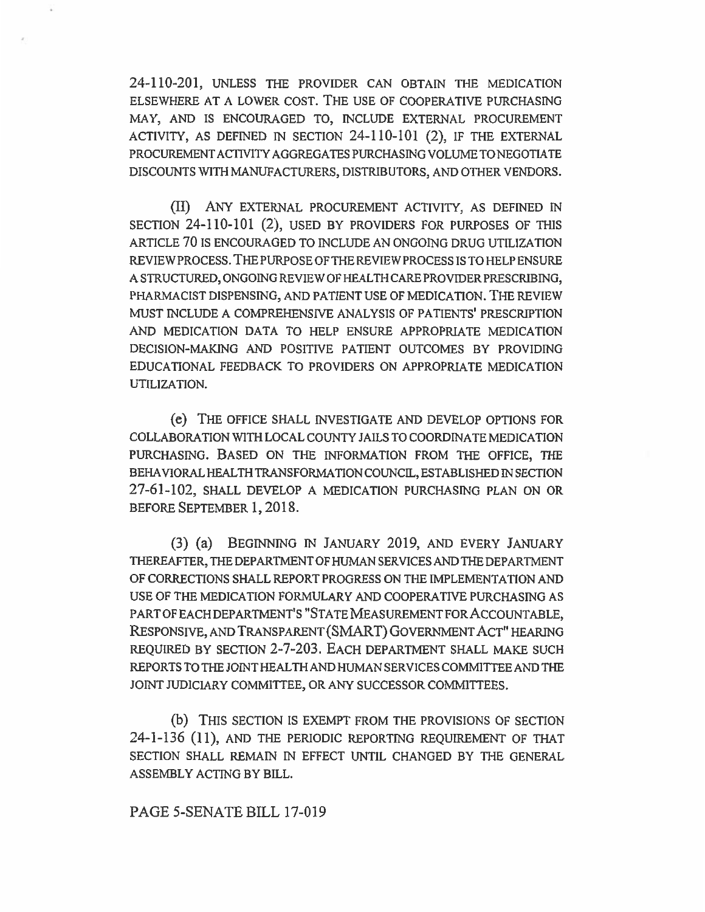24-110-201, UNLESS THE PROVIDER CAN OBTAIN THE MEDICATION ELSEWHERE AT A LOWER COST. THE USE OF COOPERATIVE PURCHASING MAY, AND IS ENCOURAGED TO, INCLUDE EXTERNAL PROCUREMENT ACTIVITY, AS DEFINED IN SECTION 24-110-101 (2), IF THE EXTERNAL PROCUREMENT ACTIVITY AGGREGATES PURCHASING VOLUME TO NEGOTIATE DISCOUNTS WITH MANUFACTURERS, DISTRIBUTORS, AND OTHER VENDORS.

(II) ANY EXTERNAL PROCUREMENT ACTIVITY, AS DEFINED IN SECTION 24-110-101 (2), USED BY PROVIDERS FOR PURPOSES OF THIS ARTICLE 70 IS ENCOURAGED TO INCLUDE AN ONGOING DRUG UTILIZATION REVIEW PROCESS. THE PURPOSE OF THE REVIEW PROCESS IS TO HELP ENSURE A STRUCTURED, ONGOING REVIEW OF HEALTH CARE PROVIDER PRESCRIBING, PHARMACIST DISPENSING, AND PATIENT USE OF MEDICATION. THE REVIEW MUST INCLUDE A COMPREHENSIVE ANALYSIS OF PATIENTS' PRESCRIPTION AND MEDICATION DATA TO HELP ENSURE APPROPRIATE MEDICATION DECISION-MAKING AND POSITIVE PATIENT OUTCOMES BY PROVIDING EDUCATIONAL FEEDBACK TO PROVIDERS ON APPROPRIATE MEDICATION UTILIZATION.

(e) THE OFFICE SHALL INVESTIGATE AND DEVELOP OPTIONS FOR COLLABORATION WITH LOCAL COUNTY JAILS TO COORDINATE MEDICATION PURCHASING. BASED ON THE INFORMATION FROM THE OFFICE, THE BEHAVIORAL HEALTH TRANSFORMATION COUNCIL, ESTABLISHED IN SECTION 27-61-102, SHALL DEVELOP A MEDICATION PURCHASING PLAN ON OR BEFORE SEPTEMBER 1, 2018.

(3) (a) BEGINNING IN JANUARY 2019, AND EVERY JANUARY THEREAFTER, THE DEPARTMENT OF HUMAN SERVICES AND THE DEPARTMENT OF CORRECTIONS SHALL REPORT PROGRESS ON THE IMPLEMENTATION AND USE OF THE MEDICATION FORMULARY AND COOPERATIVE PURCHASING AS PART OF EACH DEPARTMENT'S "STATE MEASUREMENT FOR ACCOUNTABLE, RESPONSIVE, AND TRANSPARENT (SMART) GOVERNMENT ACT" HEARING REQUIRED BY SECTION 2-7-203. EACH DEPARTMENT SHALL MAKE SUCH REPORTS TO THE JOINT HEALTH AND HUMAN SERVICES COMMITTEE AND THE JOINT JUDICIARY COMMITTEE, OR ANY SUCCESSOR COMMITTEES.

(b) THIS SECTION IS EXEMPT FROM THE PROVISIONS OF SECTION 24-1-136 (11), AND THE PERIODIC REPORTING REQUIREMENT OF THAT SECTION SHALL REMAIN IN EFFECT UNTIL CHANGED BY THE GENERAL ASSEMBLY ACTING BY BILL.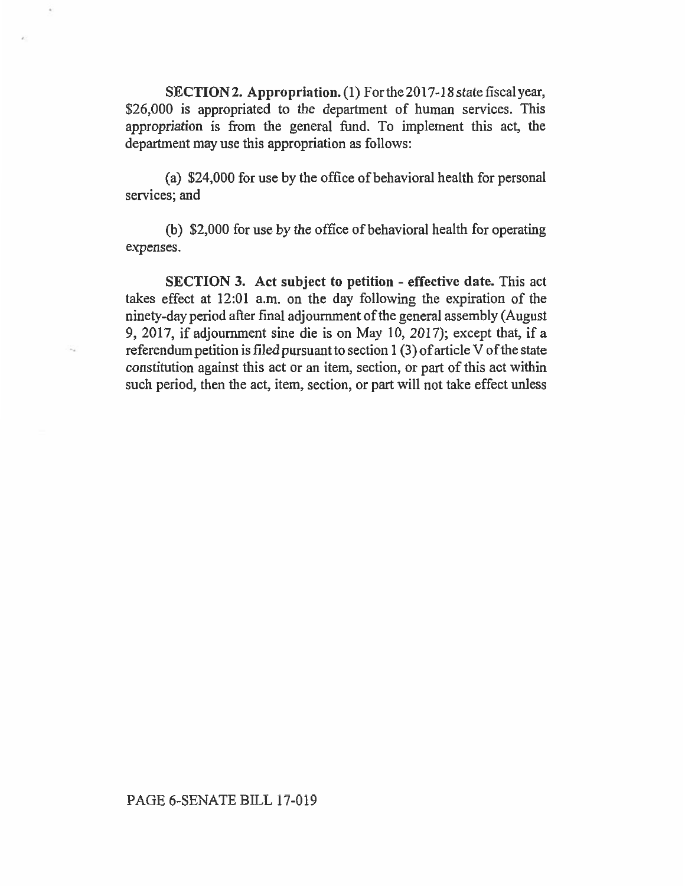**SECTION 2. Appropriation.** (1) For the 2017-18 state fiscal year, $26,000 is appropriated to the department of human services. This appropriation is from the general fund. To implement this act, the department may use this appropriation as follows:

(a) $24,000 for use by the office of behavioral health for personal services; and

(b) $2,000 for use by the office of behavioral health for operating expenses.

**SECTION 3. Act subject to petition - effective date.** This act takes effect at 12:01 a.m. on the day following the expiration of the ninety-day period after final adjournment of the general assembly (August 9, 2017, if adjournment sine die is on May 10, 2017); except that, if a referendum petition is filed pursuant to section 1 (3) of article V of the state constitution against this act or an item, section, or part of this act within such period, then the act, item, section, or part will not take effect unless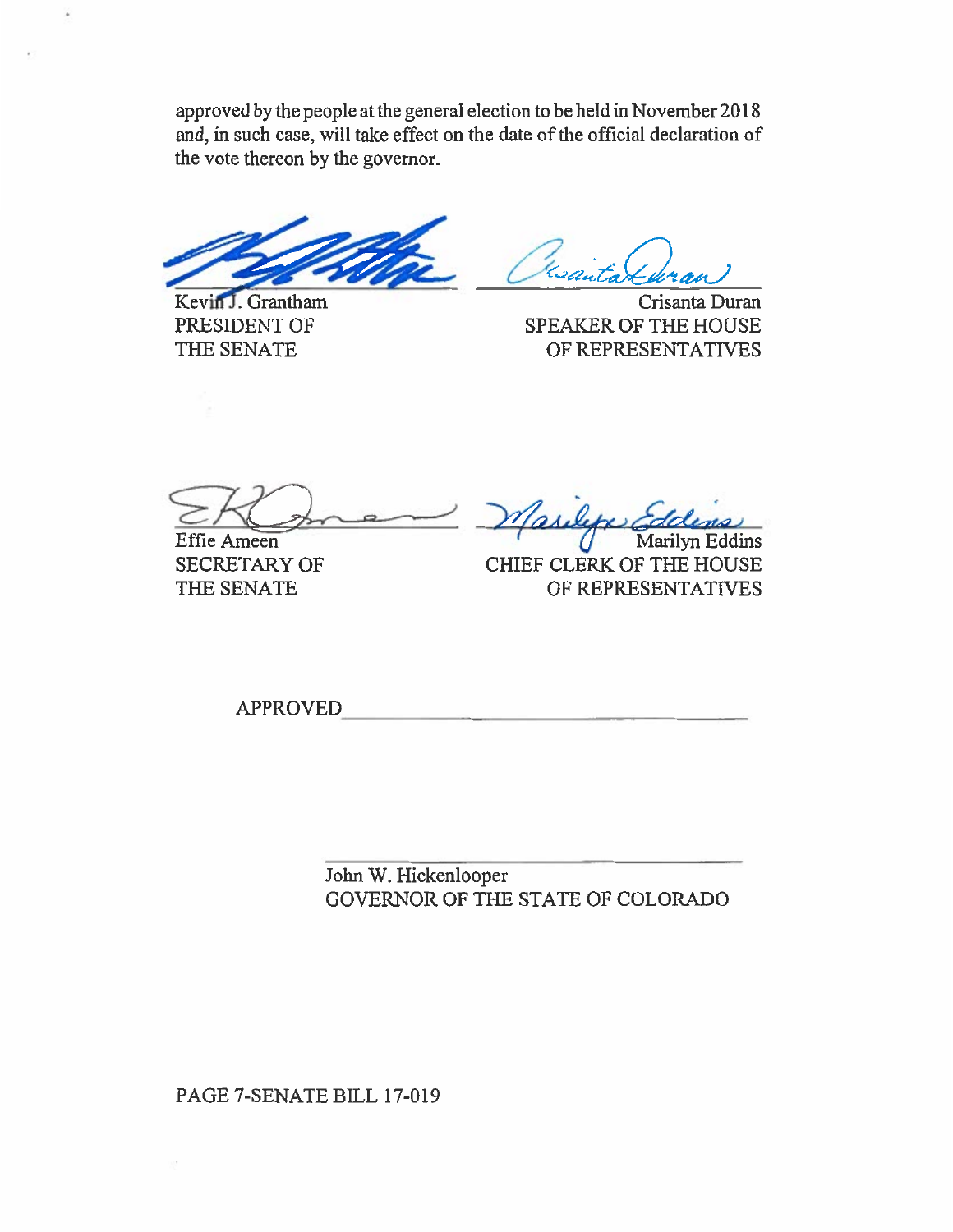approved by the people at the general election to be held in November 2018 and, in such case, will take effect on the date of the official declaration of the vote thereon by the governor.

| | |
|---|---|
| Kevin J. Grantham<br>PRESIDENT OF<br>THE SENATE | Crisanta Duran<br>SPEAKER OF THE HOUSE<br>OF REPRESENTATIVES |
| Effie Ameen<br>SECRETARY OF<br>THE SENATE | Marilyn Eddins<br>CHIEF CLERK OF THE HOUSE<br>OF REPRESENTATIVES |

APPROVED ________________________________

________________________________
John W. Hickenlooper
GOVERNOR OF THE STATE OF COLORADO

PAGE 7-SENATE BILL 17-019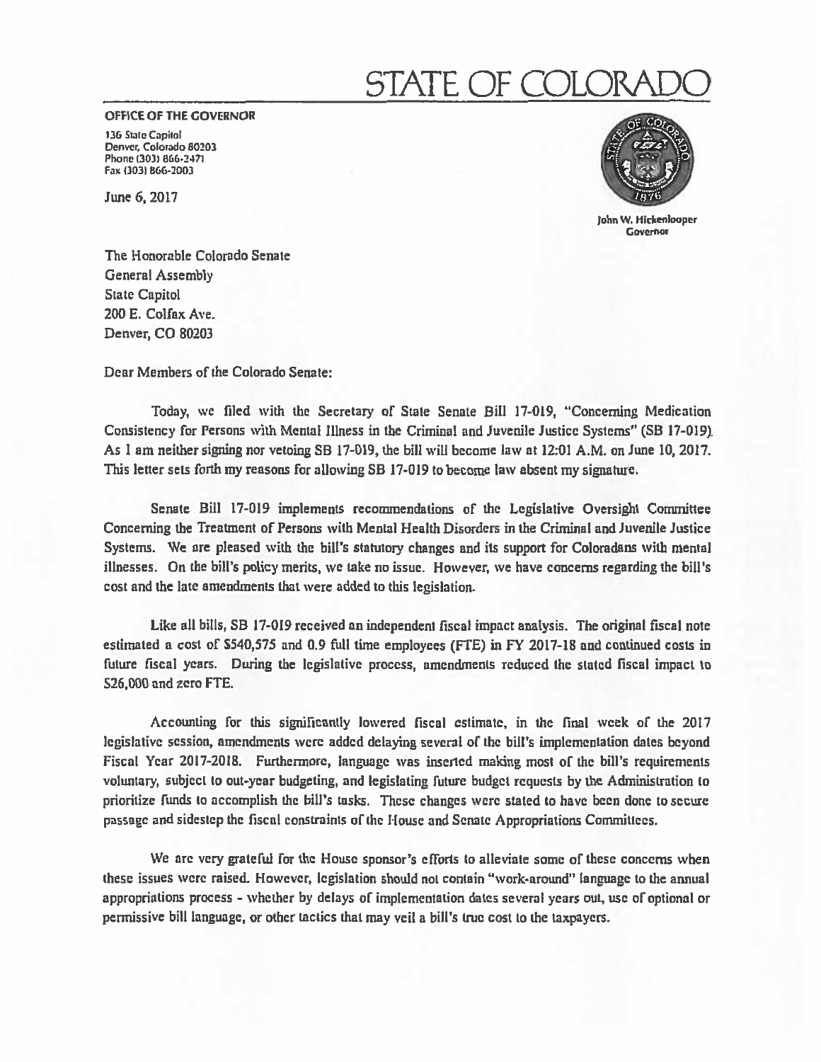# STATE OF COLORADO

**OFFICE OF THE GOVERNOR**

136 State Capitol
Denver, Colorado 80203
Phone (303) 866-2471
Fax (303) 866-2003

June 6, 2017

John W. Hickenlooper
Governor

The Honorable Colorado Senate
General Assembly
State Capitol
200 E. Colfax Ave.
Denver, CO 80203

Dear Members of the Colorado Senate:

Today, we filed with the Secretary of State Senate Bill 17-019, "Concerning Medication Consistency for Persons with Mental Illness in the Criminal and Juvenile Justice Systems" (SB 17-019). As I am neither signing nor vetoing SB 17-019, the bill will become law at 12:01 A.M. on June 10, 2017. This letter sets forth my reasons for allowing SB 17-019 to become law absent my signature.

Senate Bill 17-019 implements recommendations of the Legislative Oversight Committee Concerning the Treatment of Persons with Mental Health Disorders in the Criminal and Juvenile Justice Systems. We are pleased with the bill's statutory changes and its support for Coloradans with mental illnesses. On the bill's policy merits, we take no issue. However, we have concerns regarding the bill's cost and the late amendments that were added to this legislation.

Like all bills, SB 17-019 received an independent fiscal impact analysis. The original fiscal note estimated a cost of $540,575 and 0.9 full time employees (FTE) in FY 2017-18 and continued costs in future fiscal years. During the legislative process, amendments reduced the stated fiscal impact to $26,000 and zero FTE.

Accounting for this significantly lowered fiscal estimate, in the final week of the 2017 legislative session, amendments were added delaying several of the bill's implementation dates beyond Fiscal Year 2017-2018. Furthermore, language was inserted making most of the bill's requirements voluntary, subject to out-year budgeting, and legislating future budget requests by the Administration to prioritize funds to accomplish the bill's tasks. These changes were stated to have been done to secure passage and sidestep the fiscal constraints of the House and Senate Appropriations Committees.

We are very grateful for the House sponsor's efforts to alleviate some of these concerns when these issues were raised. However, legislation should not contain "work-around" language to the annual appropriations process - whether by delays of implementation dates several years out, use of optional or permissive bill language, or other tactics that may veil a bill's true cost to the taxpayers.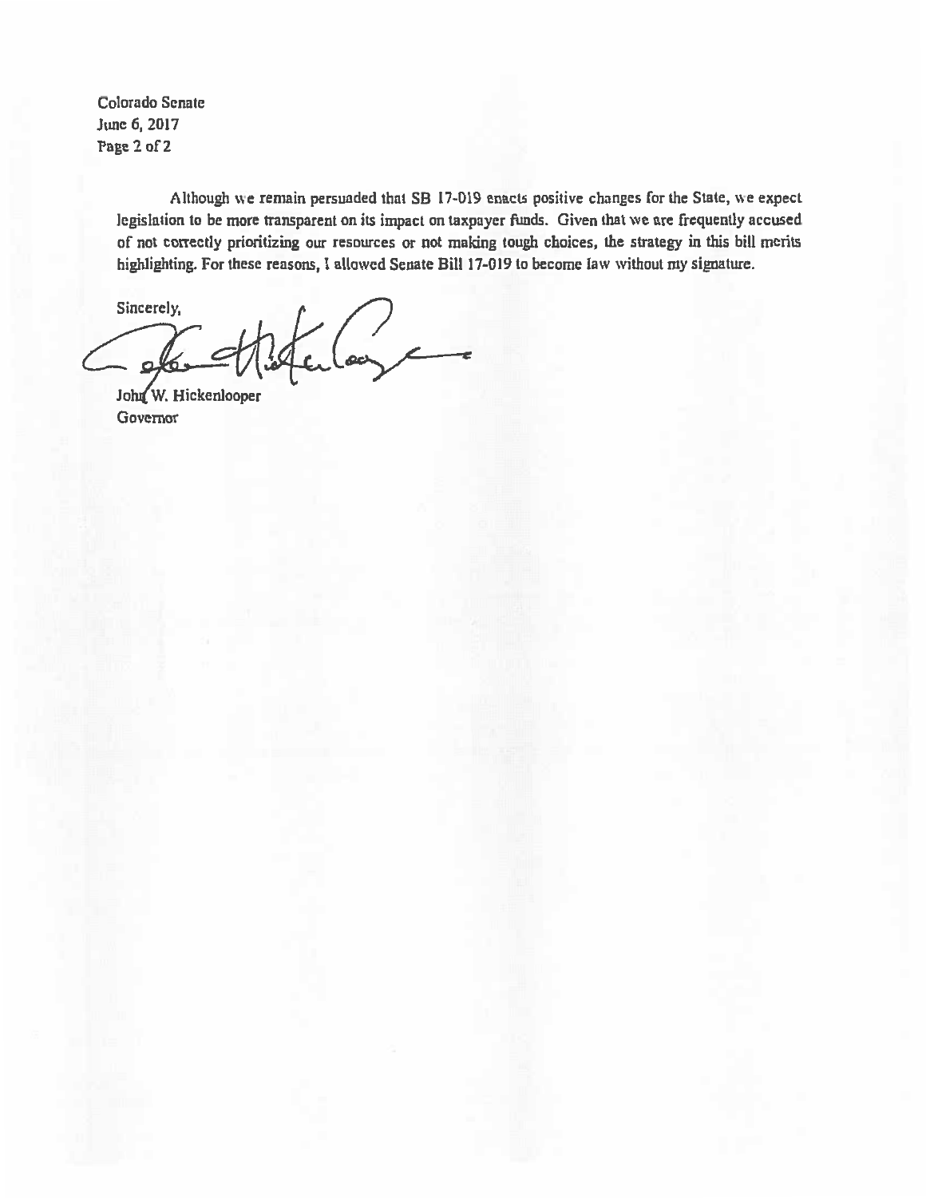Although we remain persuaded that SB 17-019 enacts positive changes for the State, we expect legislation to be more transparent on its impact on taxpayer funds. Given that we are frequently accused of not correctly prioritizing our resources or not making tough choices, the strategy in this bill merits highlighting. For these reasons, I allowed Senate Bill 17-019 to become law without my signature.

Sincerely,

John W. Hickenlooper
Governor